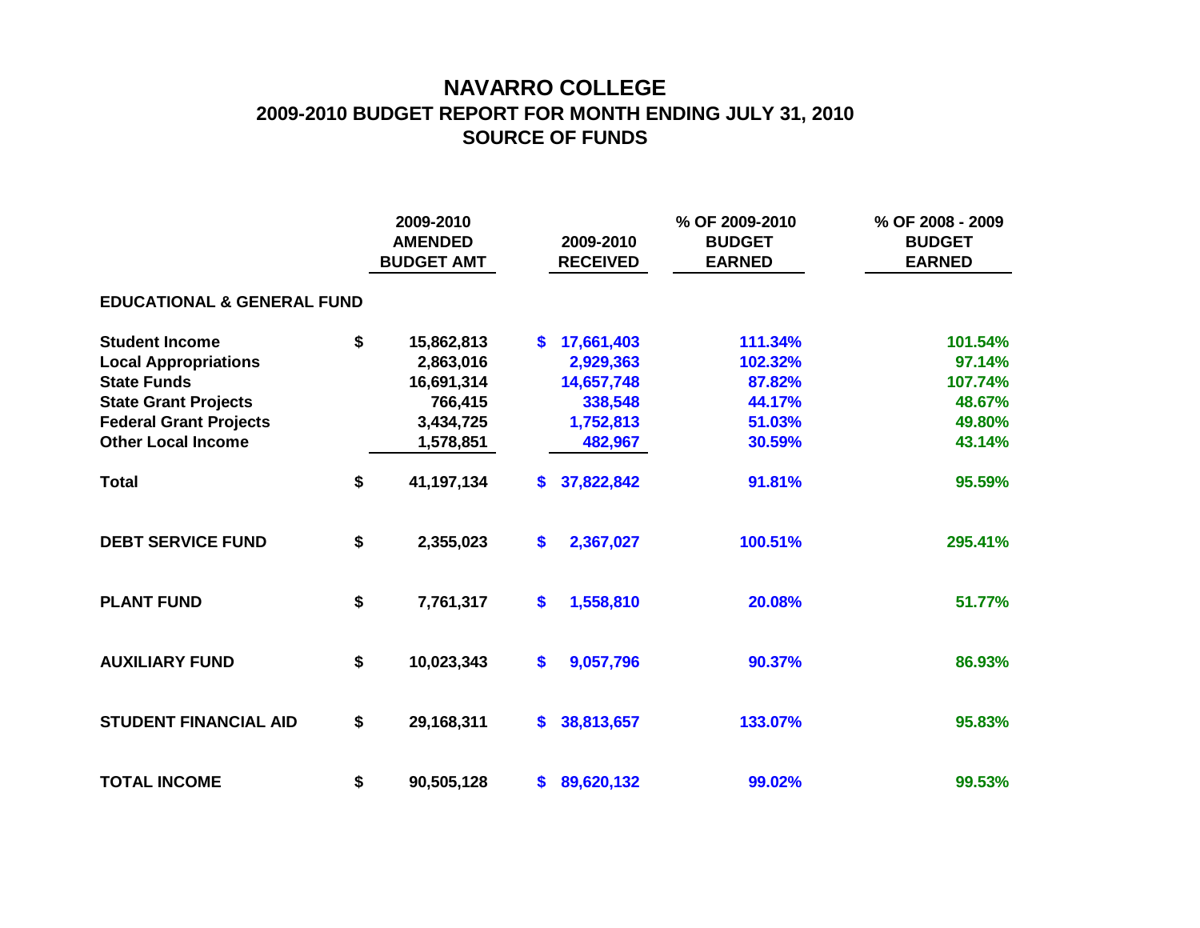# NAVARRO COLLEGE

## 2009-2010 BUDGET REPORT FOR MONTH ENDING JULY 31, 2010

## SOURCE OF FUNDS

| | 2009-2010 AMENDED BUDGET AMT | 2009-2010 RECEIVED | % OF 2009-2010 BUDGET EARNED | % OF 2008 - 2009 BUDGET EARNED |
|---|---|---|---|---|
| **EDUCATIONAL & GENERAL FUND** | | | | |
| **Student Income** | $ 15,862,813 | $ 17,661,403 | 111.34% | 101.54% |
| **Local Appropriations** | 2,863,016 | 2,929,363 | 102.32% | 97.14% |
| **State Funds** | 16,691,314 | 14,657,748 | 87.82% | 107.74% |
| **State Grant Projects** | 766,415 | 338,548 | 44.17% | 48.67% |
| **Federal Grant Projects** | 3,434,725 | 1,752,813 | 51.03% | 49.80% |
| **Other Local Income** | 1,578,851 | 482,967 | 30.59% | 43.14% |
| **Total** | $ 41,197,134 | $ 37,822,842 | 91.81% | 95.59% |
| **DEBT SERVICE FUND** | $ 2,355,023 | $ 2,367,027 | 100.51% | 295.41% |
| **PLANT FUND** | $ 7,761,317 | $ 1,558,810 | 20.08% | 51.77% |
| **AUXILIARY FUND** | $ 10,023,343 | $ 9,057,796 | 90.37% | 86.93% |
| **STUDENT FINANCIAL AID** | $ 29,168,311 | $ 38,813,657 | 133.07% | 95.83% |
| **TOTAL INCOME** | $ 90,505,128 | $ 89,620,132 | 99.02% | 99.53% |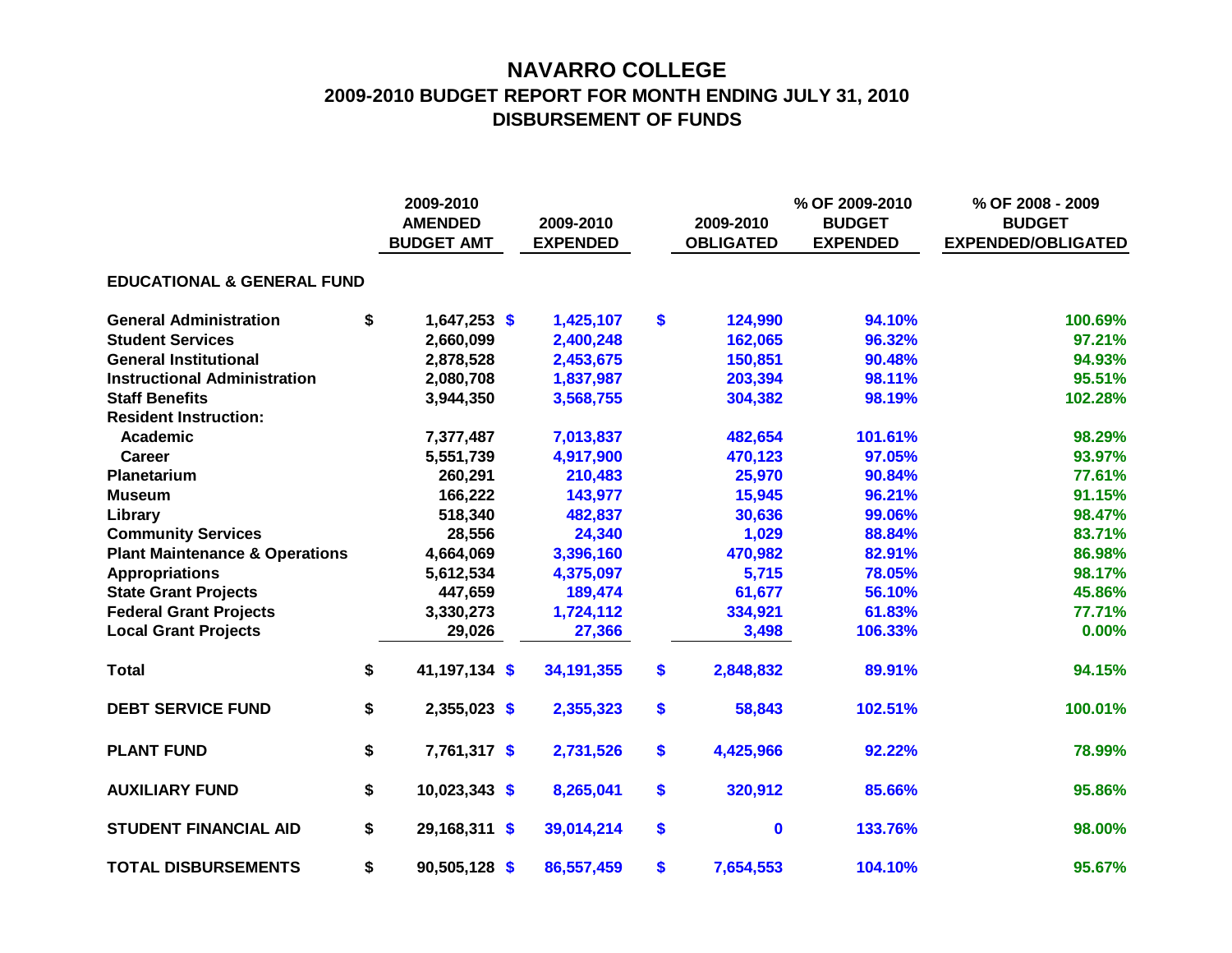# NAVARRO COLLEGE
## 2009-2010 BUDGET REPORT FOR MONTH ENDING JULY 31, 2010
## DISBURSEMENT OF FUNDS

| | 2009-2010 AMENDED BUDGET AMT | 2009-2010 EXPENDED | 2009-2010 OBLIGATED | % OF 2009-2010 BUDGET EXPENDED | % OF 2008 - 2009 BUDGET EXPENDED/OBLIGATED |
|---|---|---|---|---|---|
| **EDUCATIONAL & GENERAL FUND** | | | | | |
| **General Administration** | $ 1,647,253 | $ 1,425,107 | $ 124,990 | 94.10% | 100.69% |
| **Student Services** | 2,660,099 | 2,400,248 | 162,065 | 96.32% | 97.21% |
| **General Institutional** | 2,878,528 | 2,453,675 | 150,851 | 90.48% | 94.93% |
| **Instructional Administration** | 2,080,708 | 1,837,987 | 203,394 | 98.11% | 95.51% |
| **Staff Benefits** | 3,944,350 | 3,568,755 | 304,382 | 98.19% | 102.28% |
| **Resident Instruction:** | | | | | |
| **Academic** | 7,377,487 | 7,013,837 | 482,654 | 101.61% | 98.29% |
| **Career** | 5,551,739 | 4,917,900 | 470,123 | 97.05% | 93.97% |
| **Planetarium** | 260,291 | 210,483 | 25,970 | 90.84% | 77.61% |
| **Museum** | 166,222 | 143,977 | 15,945 | 96.21% | 91.15% |
| **Library** | 518,340 | 482,837 | 30,636 | 99.06% | 98.47% |
| **Community Services** | 28,556 | 24,340 | 1,029 | 88.84% | 83.71% |
| **Plant Maintenance & Operations** | 4,664,069 | 3,396,160 | 470,982 | 82.91% | 86.98% |
| **Appropriations** | 5,612,534 | 4,375,097 | 5,715 | 78.05% | 98.17% |
| **State Grant Projects** | 447,659 | 189,474 | 61,677 | 56.10% | 45.86% |
| **Federal Grant Projects** | 3,330,273 | 1,724,112 | 334,921 | 61.83% | 77.71% |
| **Local Grant Projects** | 29,026 | 27,366 | 3,498 | 106.33% | 0.00% |
| **Total** | $ 41,197,134 | $ 34,191,355 | $ 2,848,832 | 89.91% | 94.15% |
| **DEBT SERVICE FUND** | $ 2,355,023 | $ 2,355,323 | $ 58,843 | 102.51% | 100.01% |
| **PLANT FUND** | $ 7,761,317 | $ 2,731,526 | $ 4,425,966 | 92.22% | 78.99% |
| **AUXILIARY FUND** | $ 10,023,343 | $ 8,265,041 | $ 320,912 | 85.66% | 95.86% |
| **STUDENT FINANCIAL AID** | $ 29,168,311 | $ 39,014,214 | $ 0 | 133.76% | 98.00% |
| **TOTAL DISBURSEMENTS** | $ 90,505,128 | $ 86,557,459 | $ 7,654,553 | 104.10% | 95.67% |